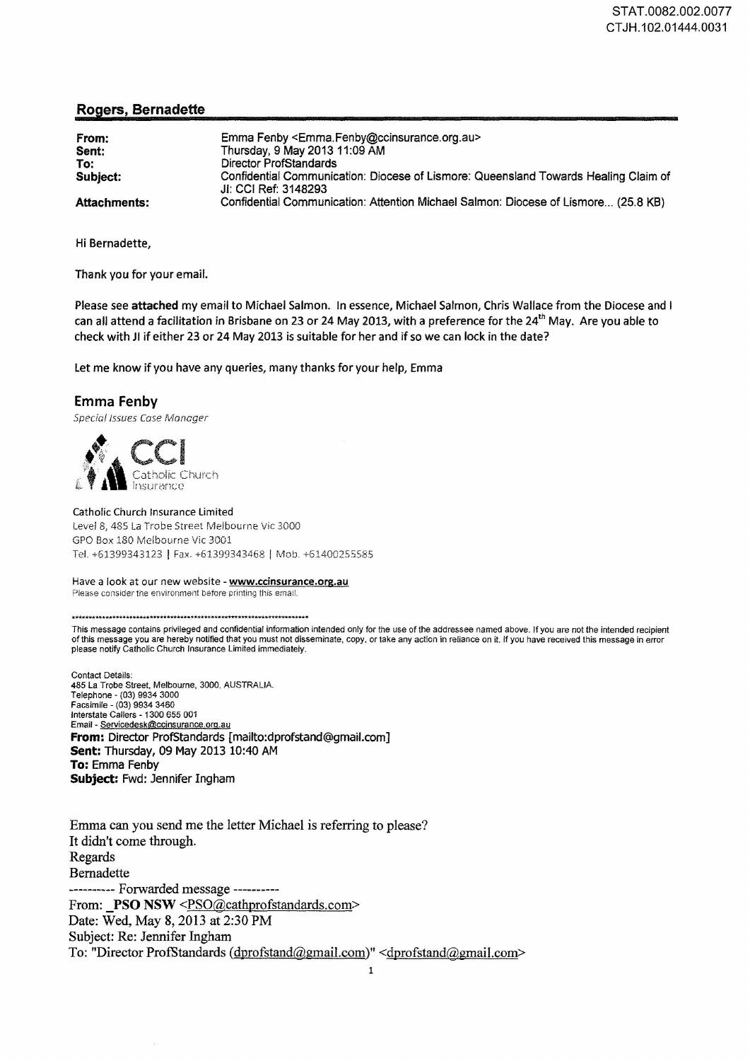STAT.0082.002.0077
CTJH.102.01444.0031

## Rogers, Bernadette

| | |
|---|---|
| **From:** | Emma Fenby <Emma.Fenby@ccinsurance.org.au> |
| **Sent:** | Thursday, 9 May 2013 11:09 AM |
| **To:** | Director ProfStandards |
| **Subject:** | Confidential Communication: Diocese of Lismore: Queensland Towards Healing Claim of JI: CCI Ref: 3148293 |
| **Attachments:** | Confidential Communication: Attention Michael Salmon: Diocese of Lismore... (25.8 KB) |

Hi Bernadette,

Thank you for your email.

Please see **attached** my email to Michael Salmon. In essence, Michael Salmon, Chris Wallace from the Diocese and I can all attend a facilitation in Brisbane on 23 or 24 May 2013, with a preference for the 24th May. Are you able to check with JI if either 23 or 24 May 2013 is suitable for her and if so we can lock in the date?

Let me know if you have any queries, many thanks for your help, Emma

**Emma Fenby**
*Special Issues Case Manager*

Catholic Church Insurance

Catholic Church Insurance Limited
Level 8, 485 La Trobe Street Melbourne Vic 3000
GPO Box 180 Melbourne Vic 3001
Tel. +61399343123 | Fax. +61399343468 | Mob. +61400255585

Have a look at our new website - **www.ccinsurance.org.au**
Please consider the environment before printing this email.

**********************************************************************

This message contains privileged and confidential information intended only for the use of the addressee named above. If you are not the intended recipient of this message you are hereby notified that you must not disseminate, copy, or take any action in reliance on it. If you have received this message in error please notify Catholic Church Insurance Limited immediately.

Contact Details:
485 La Trobe Street, Melbourne, 3000, AUSTRALIA.
Telephone - (03) 9934 3000
Facsimile - (03) 9934 3460
Interstate Callers - 1300 655 001
Email - Servicedesk@ccinsurance.org.au

**From:** Director ProfStandards [mailto:dprofstand@gmail.com]
**Sent:** Thursday, 09 May 2013 10:40 AM
**To:** Emma Fenby
**Subject:** Fwd: Jennifer Ingham

Emma can you send me the letter Michael is referring to please?
It didn't come through.
Regards
Bernadette

---------- Forwarded message ----------
From: **_PSO NSW** <PSO@cathprofstandards.com>
Date: Wed, May 8, 2013 at 2:30 PM
Subject: Re: Jennifer Ingham
To: "Director ProfStandards (dprofstand@gmail.com)" <dprofstand@gmail.com>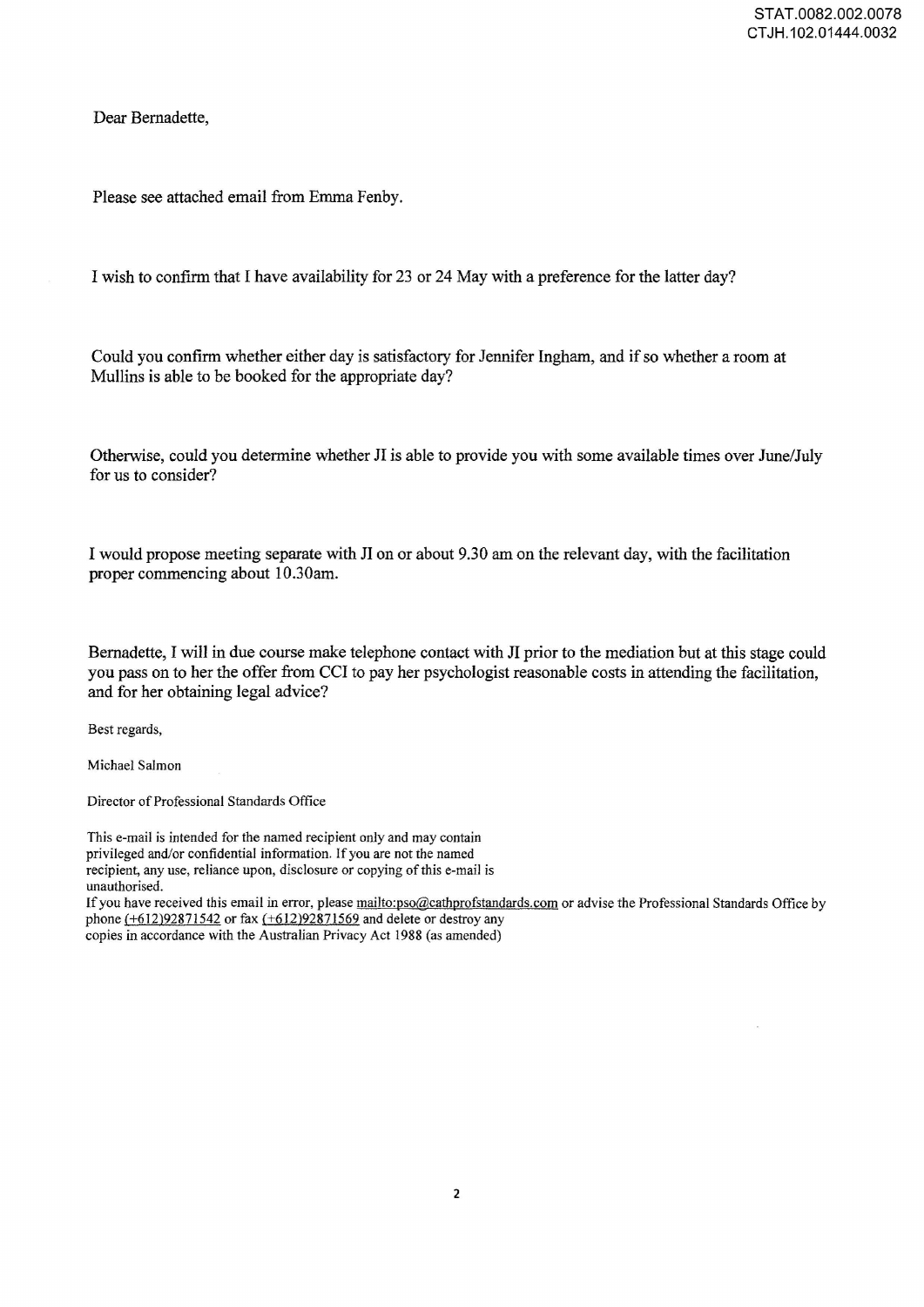Dear Bernadette,

Please see attached email from Emma Fenby.

I wish to confirm that I have availability for 23 or 24 May with a preference for the latter day?

Could you confirm whether either day is satisfactory for Jennifer Ingham, and if so whether a room at Mullins is able to be booked for the appropriate day?

Otherwise, could you determine whether JI is able to provide you with some available times over June/July for us to consider?

I would propose meeting separate with JI on or about 9.30 am on the relevant day, with the facilitation proper commencing about 10.30am.

Bernadette, I will in due course make telephone contact with JI prior to the mediation but at this stage could you pass on to her the offer from CCI to pay her psychologist reasonable costs in attending the facilitation, and for her obtaining legal advice?

Best regards,

Michael Salmon

Director of Professional Standards Office

This e-mail is intended for the named recipient only and may contain privileged and/or confidential information. If you are not the named recipient, any use, reliance upon, disclosure or copying of this e-mail is unauthorised.
If you have received this email in error, please mailto:pso@cathprofstandards.com or advise the Professional Standards Office by phone (+612)92871542 or fax (+612)92871569 and delete or destroy any copies in accordance with the Australian Privacy Act 1988 (as amended)